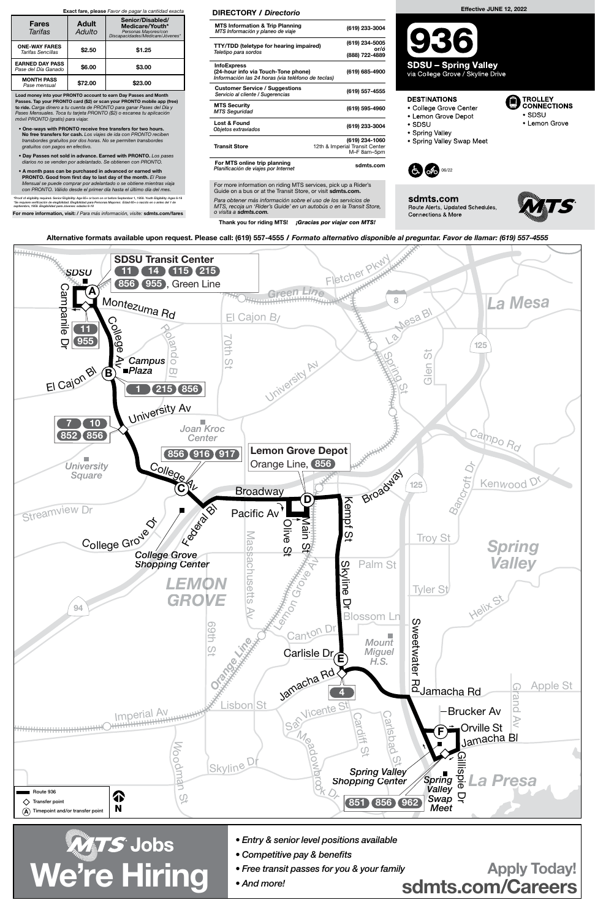**Exact fare, please** *Favor de pagar la cantidad exacta*

| Fares *Tarifas* | Adult *Adulto* | Senior/Disabled/ Medicare/Youth* *Personas Mayores/con Discapacidades/Medicare/Jóvenes** |
|---|---|---|
| ONE-WAY FARES *Tarifas Sencillas* | $2.50 | $1.25 |
| EARNED DAY PASS *Pase del Día Ganado* | $6.00 | $3.00 |
| MONTH PASS *Pase mensual* | $72.00 | $23.00 |

**Load money into your PRONTO account to earn Day Passes and Month Passes. Tap your PRONTO card ($2) or scan your PRONTO mobile app (free) to ride.** *Carga dinero a tu cuenta de PRONTO para ganar Pases del Día y Pases Mensuales. Toca tu tarjeta PRONTO ($2) o escanea tu aplicación móvil PRONTO (gratis) para viajar.*

- **One-ways with PRONTO receive free transfers for two hours. No free transfers for cash.** *Los viajes de ida con PRONTO reciben transbordes gratuitos por dos horas. No se permiten transbordes gratuitos con pagos en efectivo.*
- **Day Passes not sold in advance. Earned with PRONTO.** *Los pases diarios no se venden por adelantado. Se obtienen con PRONTO.*
- **A month pass can be purchased in advanced or earned with PRONTO. Good from first day to last day of the month.** *El Pase Mensual se puede comprar por adelantado o se obtiene mientras viaja con PRONTO. Válido desde el primer día hasta el último día del mes.*

*Proof of eligibility required. Senior Eligibility: Age 65+ or born on or before September 1, 1959. Youth Eligibility: Ages 6-18
*Se requiere verificación de elegibilidad. Elegibilidad para Personas Mayores: Edad 65+ o nacido en o antes del 1 de septiembre, 1959. Elegibilidad para Jóvenes: edades 6-18

**For more information, visit:** / *Para más información, visite:* **sdmts.com/fares**

## DIRECTORY / *Directorio*

| | |
|---|---|
| **MTS Information & Trip Planning** *MTS Información y planeo de viaje* | (619) 233-3004 |
| **TTY/TDD (teletype for hearing impaired)** *Teletipo para sordos* | (619) 234-5005 or/ó (888) 722-4889 |
| **InfoExpress** (24-hour info via Touch-Tone phone) *Información las 24 horas (via teléfono de teclas)* | (619) 685-4900 |
| **Customer Service / Suggestions** *Servicio al cliente / Sugerencias* | (619) 557-4555 |
| **MTS Security** *MTS Seguridad* | (619) 595-4960 |
| **Lost & Found** *Objetos extraviados* | (619) 233-3004 |
| **Transit Store** | (619) 234-1060 12th & Imperial Transit Center M–F 8am–5pm |
| **For MTS online trip planning** *Planificación de viajes por Internet* | sdmts.com |

For more information on riding MTS services, pick up a Rider's Guide on a bus or at the Transit Store, or visit **sdmts.com.**

*Para obtener más información sobre el uso de los servicios de MTS, recoja un 'Rider's Guide' en un autobús o en la Transit Store, o visita a* **sdmts.com.**

**Thank you for riding MTS!** ***¡Gracias por viajar con MTS!***

**Effective JUNE 12, 2022**

# 936

## SDSU – Spring Valley

via College Grove / Skyline Drive

### DESTINATIONS
- College Grove Center
- Lemon Grove Depot
- SDSU
- Spring Valley
- Spring Valley Swap Meet

### TROLLEY CONNECTIONS
- SDSU
- Lemon Grove

06/22

**sdmts.com**
Route Alerts, Updated Schedules, Connections & More

**Alternative formats available upon request. Please call: (619) 557-4555 /** ***Formato alternativo disponible al preguntar. Favor de llamar: (619) 557-4555***

**Map timepoints and connections:**

- **A – SDSU Transit Center:** 11, 14, 115, 215, 856, 955, Green Line
- Transfer point (Montezuma Rd / College Av): 11, 955
- **B – College Av / El Cajon Bl (Campus Plaza):** 1, 215, 856
- Transfer point (College Av / University Av): 7, 10, 852, 856
- **C – College Av (College Grove Shopping Center):** 856, 916, 917
- **D – Lemon Grove Depot:** Orange Line, 856
- **E – Skyline Dr / Jamacha Rd:** 4
- **F – Spring Valley (Spring Valley Shopping Center / Spring Valley Swap Meet):** 851, 856, 962

Legend: Route 936 · Transfer point · (A) Timepoint and/or transfer point

## MTS Jobs — We're Hiring

- *Entry & senior level positions available*
- *Competitive pay & benefits*
- *Free transit passes for you & your family*
- *And more!*

**Apply Today!**
**sdmts.com/Careers**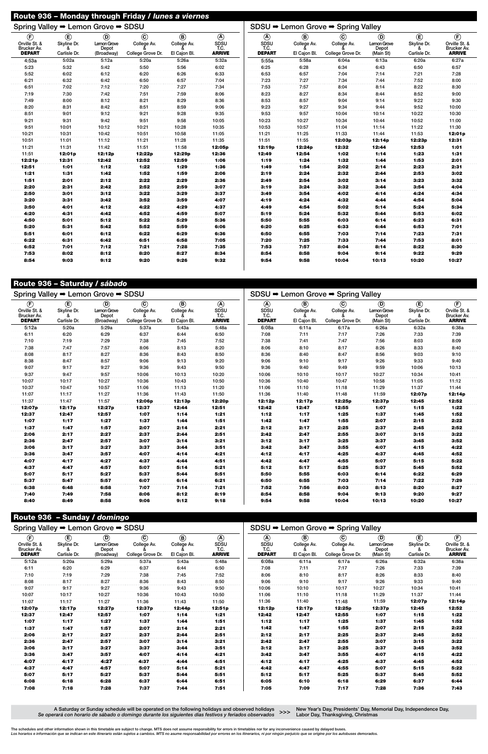## Route 936 – Monday through Friday / *lunes a viernes*

### Spring Valley ➡ Lemon Grove ➡ SDSU

| F Orville St. & Brucker Av. DEPART | E Skyline Dr. & Carlisle Dr. | D Lemon Grove Depot (Broadway) | C College Av. & College Grove Dr. | B College Av. & El Cajon Bl. | A SDSU T.C. ARRIVE |
|---|---|---|---|---|---|
| 4:53a | 5:02a | 5:12a | 5:20a | 5:26a | 5:32a |
| 5:23 | 5:32 | 5:42 | 5:50 | 5:56 | 6:02 |
| 5:52 | 6:02 | 6:12 | 6:20 | 6:26 | 6:33 |
| 6:21 | 6:32 | 6:42 | 6:50 | 6:57 | 7:04 |
| 6:51 | 7:02 | 7:12 | 7:20 | 7:27 | 7:34 |
| 7:19 | 7:30 | 7:42 | 7:51 | 7:59 | 8:06 |
| 7:49 | 8:00 | 8:12 | 8:21 | 8:29 | 8:36 |
| 8:20 | 8:31 | 8:42 | 8:51 | 8:59 | 9:06 |
| 8:51 | 9:01 | 9:12 | 9:21 | 9:28 | 9:35 |
| 9:21 | 9:31 | 9:42 | 9:51 | 9:58 | 10:05 |
| 9:51 | 10:01 | 10:12 | 10:21 | 10:28 | 10:35 |
| 10:21 | 10:31 | 10:42 | 10:51 | 10:58 | 11:05 |
| 10:51 | 11:01 | 11:12 | 11:21 | 11:28 | 11:35 |
| 11:21 | 11:31 | 11:42 | 11:51 | 11:58 | **12:05p** |
| 11:51 | **12:01p** | **12:12p** | **12:22p** | **12:29p** | **12:36** |
| **12:21p** | **12:31** | **12:42** | **12:52** | **12:59** | **1:06** |
| **12:51** | **1:01** | **1:12** | **1:22** | **1:29** | **1:36** |
| **1:21** | **1:31** | **1:42** | **1:52** | **1:59** | **2:06** |
| **1:51** | **2:01** | **2:12** | **2:22** | **2:29** | **2:36** |
| **2:20** | **2:31** | **2:42** | **2:52** | **2:59** | **3:07** |
| **2:50** | **3:01** | **3:12** | **3:22** | **3:29** | **3:37** |
| **3:20** | **3:31** | **3:42** | **3:52** | **3:59** | **4:07** |
| **3:50** | **4:01** | **4:12** | **4:22** | **4:29** | **4:37** |
| **4:20** | **4:31** | **4:42** | **4:52** | **4:59** | **5:07** |
| **4:50** | **5:01** | **5:12** | **5:22** | **5:29** | **5:36** |
| **5:20** | **5:31** | **5:42** | **5:52** | **5:59** | **6:06** |
| **5:51** | **6:01** | **6:12** | **6:22** | **6:29** | **6:36** |
| **6:22** | **6:31** | **6:42** | **6:51** | **6:58** | **7:05** |
| **6:52** | **7:01** | **7:12** | **7:21** | **7:28** | **7:35** |
| **7:53** | **8:02** | **8:12** | **8:20** | **8:27** | **8:34** |
| **8:54** | **9:03** | **9:12** | **9:20** | **9:26** | **9:32** |

### SDSU ➡ Lemon Grove ➡ Spring Valley

| A SDSU T.C. DEPART | B College Av. & El Cajon Bl. | C College Av. & College Grove Dr. | D Lemon Grove Depot (Main St) | E Skyline Dr. & Carlisle Dr. | F Orville St. & Brucker Av. ARRIVE |
|---|---|---|---|---|---|
| 5:55a | 5:58a | 6:04a | 6:13a | 6:20a | 6:27a |
| 6:25 | 6:28 | 6:34 | 6:43 | 6:50 | 6:57 |
| 6:53 | 6:57 | 7:04 | 7:14 | 7:21 | 7:28 |
| 7:23 | 7:27 | 7:34 | 7:44 | 7:52 | 8:00 |
| 7:53 | 7:57 | 8:04 | 8:14 | 8:22 | 8:30 |
| 8:23 | 8:27 | 8:34 | 8:44 | 8:52 | 9:00 |
| 8:53 | 8:57 | 9:04 | 9:14 | 9:22 | 9:30 |
| 9:23 | 9:27 | 9:34 | 9:44 | 9:52 | 10:00 |
| 9:53 | 9:57 | 10:04 | 10:14 | 10:22 | 10:30 |
| 10:23 | 10:27 | 10:34 | 10:44 | 10:52 | 11:00 |
| 10:53 | 10:57 | 11:04 | 11:14 | 11:22 | 11:30 |
| 11:21 | 11:25 | 11:33 | 11:44 | 11:53 | **12:01p** |
| 11:51 | 11:55 | **12:03p** | **12:14p** | **12:23p** | **12:31** |
| **12:19p** | **12:24p** | **12:32** | **12:44** | **12:53** | **1:01** |
| **12:49** | **12:54** | **1:02** | **1:14** | **1:23** | **1:31** |
| **1:19** | **1:24** | **1:32** | **1:44** | **1:53** | **2:01** |
| **1:49** | **1:54** | **2:02** | **2:14** | **2:23** | **2:31** |
| **2:19** | **2:24** | **2:32** | **2:44** | **2:53** | **3:02** |
| **2:49** | **2:54** | **3:02** | **3:14** | **3:23** | **3:32** |
| **3:19** | **3:24** | **3:32** | **3:44** | **3:54** | **4:04** |
| **3:49** | **3:54** | **4:02** | **4:14** | **4:24** | **4:34** |
| **4:19** | **4:24** | **4:32** | **4:44** | **4:54** | **5:04** |
| **4:49** | **4:54** | **5:02** | **5:14** | **5:24** | **5:34** |
| **5:19** | **5:24** | **5:32** | **5:44** | **5:53** | **6:02** |
| **5:50** | **5:55** | **6:03** | **6:14** | **6:23** | **6:31** |
| **6:20** | **6:25** | **6:33** | **6:44** | **6:53** | **7:01** |
| **6:50** | **6:55** | **7:03** | **7:14** | **7:23** | **7:31** |
| **7:20** | **7:25** | **7:33** | **7:44** | **7:53** | **8:01** |
| **7:53** | **7:57** | **8:04** | **8:14** | **8:22** | **8:30** |
| **8:54** | **8:58** | **9:04** | **9:14** | **9:22** | **9:29** |
| **9:54** | **9:58** | **10:04** | **10:13** | **10:20** | **10:27** |

## Route 936 – Saturday / *sábado*

### Spring Valley ➡ Lemon Grove ➡ SDSU

| F Orville St. & Brucker Av. DEPART | E Skyline Dr. & Carlisle Dr. | D Lemon Grove Depot (Broadway) | C College Av. & College Grove Dr. | B College Av. & El Cajon Bl. | A SDSU T.C. ARRIVE |
|---|---|---|---|---|---|
| 5:12a | 5:20a | 5:29a | 5:37a | 5:43a | 5:48a |
| 6:11 | 6:20 | 6:29 | 6:37 | 6:44 | 6:50 |
| 7:10 | 7:19 | 7:29 | 7:38 | 7:45 | 7:52 |
| 7:38 | 7:47 | 7:57 | 8:06 | 8:13 | 8:20 |
| 8:08 | 8:17 | 8:27 | 8:36 | 8:43 | 8:50 |
| 8:38 | 8:47 | 8:57 | 9:06 | 9:13 | 9:20 |
| 9:07 | 9:17 | 9:27 | 9:36 | 9:43 | 9:50 |
| 9:37 | 9:47 | 9:57 | 10:06 | 10:13 | 10:20 |
| 10:07 | 10:17 | 10:27 | 10:36 | 10:43 | 10:50 |
| 10:37 | 10:47 | 10:57 | 11:06 | 11:13 | 11:20 |
| 11:07 | 11:17 | 11:27 | 11:36 | 11:43 | 11:50 |
| 11:37 | 11:47 | 11:57 | **12:06p** | **12:13p** | **12:20p** |
| **12:07p** | **12:17p** | **12:27p** | **12:37** | **12:44** | **12:51** |
| **12:37** | **12:47** | **12:57** | **1:07** | **1:14** | **1:21** |
| **1:07** | **1:17** | **1:27** | **1:37** | **1:44** | **1:51** |
| **1:37** | **1:47** | **1:57** | **2:07** | **2:14** | **2:21** |
| **2:06** | **2:17** | **2:27** | **2:37** | **2:44** | **2:51** |
| **2:36** | **2:47** | **2:57** | **3:07** | **3:14** | **3:21** |
| **3:06** | **3:17** | **3:27** | **3:37** | **3:44** | **3:51** |
| **3:36** | **3:47** | **3:57** | **4:07** | **4:14** | **4:21** |
| **4:07** | **4:17** | **4:27** | **4:37** | **4:44** | **4:51** |
| **4:37** | **4:47** | **4:57** | **5:07** | **5:14** | **5:21** |
| **5:07** | **5:17** | **5:27** | **5:37** | **5:44** | **5:51** |
| **5:37** | **5:47** | **5:57** | **6:07** | **6:14** | **6:21** |
| **6:38** | **6:48** | **6:58** | **7:07** | **7:14** | **7:21** |
| **7:40** | **7:49** | **7:58** | **8:06** | **8:12** | **8:19** |
| **8:40** | **8:49** | **8:58** | **9:06** | **9:12** | **9:18** |

### SDSU ➡ Lemon Grove ➡ Spring Valley

| A SDSU T.C. DEPART | B College Av. & El Cajon Bl. | C College Av. & College Grove Dr. | D Lemon Grove Depot (Main St) | E Skyline Dr. & Carlisle Dr. | F Orville St. & Brucker Av. ARRIVE |
|---|---|---|---|---|---|
| 6:08a | 6:11a | 6:17a | 6:26a | 6:32a | 6:38a |
| 7:08 | 7:11 | 7:17 | 7:26 | 7:33 | 7:39 |
| 7:38 | 7:41 | 7:47 | 7:56 | 8:03 | 8:09 |
| 8:06 | 8:10 | 8:17 | 8:26 | 8:33 | 8:40 |
| 8:36 | 8:40 | 8:47 | 8:56 | 9:03 | 9:10 |
| 9:06 | 9:10 | 9:17 | 9:26 | 9:33 | 9:40 |
| 9:36 | 9:40 | 9:49 | 9:59 | 10:06 | 10:13 |
| 10:06 | 10:10 | 10:17 | 10:27 | 10:34 | 10:41 |
| 10:36 | 10:40 | 10:47 | 10:58 | 11:05 | 11:12 |
| 11:06 | 11:10 | 11:18 | 11:29 | 11:37 | 11:44 |
| 11:36 | 11:40 | 11:48 | 11:59 | **12:07p** | **12:14p** |
| **12:12p** | **12:17p** | **12:25p** | **12:37p** | **12:45** | **12:52** |
| **12:42** | **12:47** | **12:55** | **1:07** | **1:15** | **1:22** |
| **1:12** | **1:17** | **1:25** | **1:37** | **1:45** | **1:52** |
| **1:42** | **1:47** | **1:55** | **2:07** | **2:15** | **2:22** |
| **2:12** | **2:17** | **2:25** | **2:37** | **2:45** | **2:52** |
| **2:42** | **2:47** | **2:55** | **3:07** | **3:15** | **3:22** |
| **3:12** | **3:17** | **3:25** | **3:37** | **3:45** | **3:52** |
| **3:42** | **3:47** | **3:55** | **4:07** | **4:15** | **4:22** |
| **4:12** | **4:17** | **4:25** | **4:37** | **4:45** | **4:52** |
| **4:42** | **4:47** | **4:55** | **5:07** | **5:15** | **5:22** |
| **5:12** | **5:17** | **5:25** | **5:37** | **5:45** | **5:52** |
| **5:50** | **5:55** | **6:03** | **6:14** | **6:22** | **6:29** |
| **6:50** | **6:55** | **7:03** | **7:14** | **7:22** | **7:29** |
| **7:52** | **7:56** | **8:03** | **8:13** | **8:20** | **8:27** |
| **8:54** | **8:58** | **9:04** | **9:13** | **9:20** | **9:27** |
| **9:54** | **9:58** | **10:04** | **10:13** | **10:20** | **10:27** |

## Route 936 – Sunday / *domingo*

### Spring Valley ➡ Lemon Grove ➡ SDSU

| F Orville St. & Brucker Av. DEPART | E Skyline Dr. & Carlisle Dr. | D Lemon Grove Depot (Broadway) | C College Av. & College Grove Dr. | B College Av. & El Cajon Bl. | A SDSU T.C. ARRIVE |
|---|---|---|---|---|---|
| 5:12a | 5:20a | 5:29a | 5:37a | 5:43a | 5:48a |
| 6:11 | 6:20 | 6:29 | 6:37 | 6:44 | 6:50 |
| 7:10 | 7:19 | 7:29 | 7:38 | 7:45 | 7:52 |
| 8:08 | 8:17 | 8:27 | 8:36 | 8:43 | 8:50 |
| 9:07 | 9:17 | 9:27 | 9:36 | 9:43 | 9:50 |
| 10:07 | 10:17 | 10:27 | 10:36 | 10:43 | 10:50 |
| 11:07 | 11:17 | 11:27 | 11:36 | 11:43 | 11:50 |
| **12:07p** | **12:17p** | **12:27p** | **12:37p** | **12:44p** | **12:51p** |
| **12:37** | **12:47** | **12:57** | **1:07** | **1:14** | **1:21** |
| **1:07** | **1:17** | **1:27** | **1:37** | **1:44** | **1:51** |
| **1:37** | **1:47** | **1:57** | **2:07** | **2:14** | **2:21** |
| **2:06** | **2:17** | **2:27** | **2:37** | **2:44** | **2:51** |
| **2:36** | **2:47** | **2:57** | **3:07** | **3:14** | **3:21** |
| **3:06** | **3:17** | **3:27** | **3:37** | **3:44** | **3:51** |
| **3:36** | **3:47** | **3:57** | **4:07** | **4:14** | **4:21** |
| **4:07** | **4:17** | **4:27** | **4:37** | **4:44** | **4:51** |
| **4:37** | **4:47** | **4:57** | **5:07** | **5:14** | **5:21** |
| **5:07** | **5:17** | **5:27** | **5:37** | **5:44** | **5:51** |
| **6:08** | **6:18** | **6:28** | **6:37** | **6:44** | **6:51** |
| **7:08** | **7:18** | **7:28** | **7:37** | **7:44** | **7:51** |

### SDSU ➡ Lemon Grove ➡ Spring Valley

| A SDSU T.C. DEPART | B College Av. & El Cajon Bl. | C College Av. & College Grove Dr. | D Lemon Grove Depot (Main St) | E Skyline Dr. & Carlisle Dr. | F Orville St. & Brucker Av. ARRIVE |
|---|---|---|---|---|---|
| 6:08a | 6:11a | 6:17a | 6:26a | 6:32a | 6:38a |
| 7:08 | 7:11 | 7:17 | 7:26 | 7:33 | 7:39 |
| 8:06 | 8:10 | 8:17 | 8:26 | 8:33 | 8:40 |
| 9:06 | 9:10 | 9:17 | 9:26 | 9:33 | 9:40 |
| 10:06 | 10:10 | 10:17 | 10:27 | 10:34 | 10:41 |
| 11:06 | 11:10 | 11:18 | 11:29 | 11:37 | 11:44 |
| 11:36 | 11:40 | 11:48 | 11:59 | **12:07p** | **12:14p** |
| **12:12p** | **12:17p** | **12:25p** | **12:37p** | **12:45** | **12:52** |
| **12:42** | **12:47** | **12:55** | **1:07** | **1:15** | **1:22** |
| **1:12** | **1:17** | **1:25** | **1:37** | **1:45** | **1:52** |
| **1:42** | **1:47** | **1:55** | **2:07** | **2:15** | **2:22** |
| **2:12** | **2:17** | **2:25** | **2:37** | **2:45** | **2:52** |
| **2:42** | **2:47** | **2:55** | **3:07** | **3:15** | **3:22** |
| **3:12** | **3:17** | **3:25** | **3:37** | **3:45** | **3:52** |
| **3:42** | **3:47** | **3:55** | **4:07** | **4:15** | **4:22** |
| **4:12** | **4:17** | **4:25** | **4:37** | **4:45** | **4:52** |
| **4:42** | **4:47** | **4:55** | **5:07** | **5:15** | **5:22** |
| **5:12** | **5:17** | **5:25** | **5:37** | **5:45** | **5:52** |
| **6:05** | **6:10** | **6:18** | **6:29** | **6:37** | **6:44** |
| **7:05** | **7:09** | **7:17** | **7:28** | **7:36** | **7:43** |

A Saturday or Sunday schedule will be operated on the following holidays and observed holidays >>> New Year's Day, Presidents' Day, Memorial Day, Independence Day, Labor Day, Thanksgiving, Christmas

*Se operará con horario de sábado o domingo durante los siguientes días festivos y feriados observados*

The schedules and other information shown in this timetable are subject to change. MTS does not assume responsibility for errors in timetables nor for any inconvenience caused by delayed buses.

*Los horarios e información que se indican en este itinerario están sujetos a cambios. MTS no asume responsabilidad por errores en los itinerarios, ni por ningún perjuicio que se origine por los autobuses demorados.*